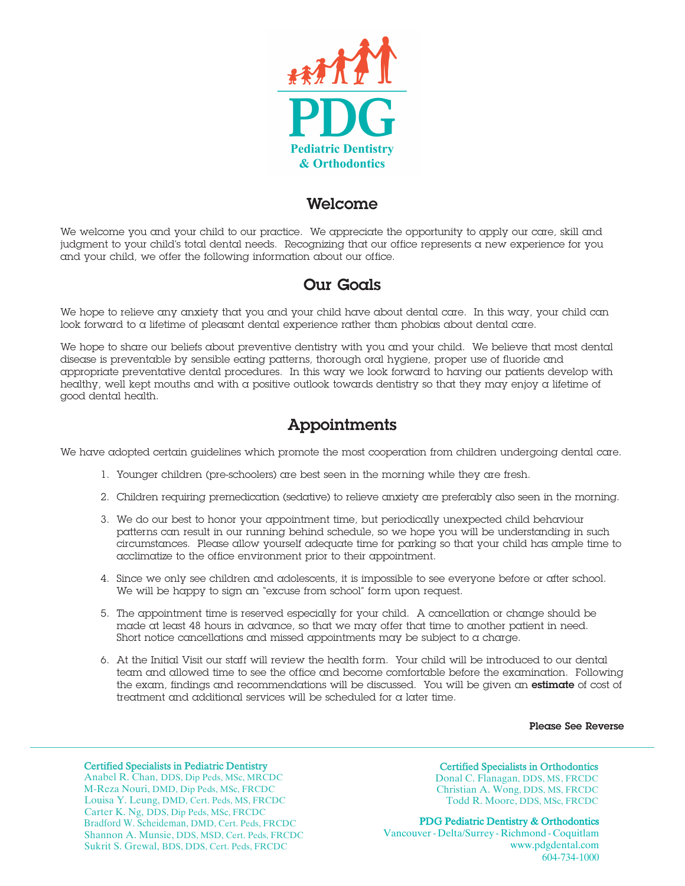# PDG

**Pediatric Dentistry & Orthodontics**

## Welcome

We welcome you and your child to our practice. We appreciate the opportunity to apply our care, skill and judgment to your child's total dental needs. Recognizing that our office represents a new experience for you and your child, we offer the following information about our office.

## Our Goals

We hope to relieve any anxiety that you and your child have about dental care. In this way, your child can look forward to a lifetime of pleasant dental experience rather than phobias about dental care.

We hope to share our beliefs about preventive dentistry with you and your child. We believe that most dental disease is preventable by sensible eating patterns, thorough oral hygiene, proper use of fluoride and appropriate preventative dental procedures. In this way we look forward to having our patients develop with healthy, well kept mouths and with a positive outlook towards dentistry so that they may enjoy a lifetime of good dental health.

## Appointments

We have adopted certain guidelines which promote the most cooperation from children undergoing dental care.

1. Younger children (pre-schoolers) are best seen in the morning while they are fresh.
2. Children requiring premedication (sedative) to relieve anxiety are preferably also seen in the morning.
3. We do our best to honor your appointment time, but periodically unexpected child behaviour patterns can result in our running behind schedule, so we hope you will be understanding in such circumstances. Please allow yourself adequate time for parking so that your child has ample time to acclimatize to the office environment prior to their appointment.
4. Since we only see children and adolescents, it is impossible to see everyone before or after school. We will be happy to sign an "excuse from school" form upon request.
5. The appointment time is reserved especially for your child. A cancellation or change should be made at least 48 hours in advance, so that we may offer that time to another patient in need. Short notice cancellations and missed appointments may be subject to a charge.
6. At the Initial Visit our staff will review the health form. Your child will be introduced to our dental team and allowed time to see the office and become comfortable before the examination. Following the exam, findings and recommendations will be discussed. You will be given an **estimate** of cost of treatment and additional services will be scheduled for a later time.

**Please See Reverse**

---

**Certified Specialists in Pediatric Dentistry**
Anabel R. Chan, DDS, Dip Peds, MSc, MRCDC
M-Reza Nouri, DMD, Dip Peds, MSc, FRCDC
Louisa Y. Leung, DMD, Cert. Peds, MS, FRCDC
Carter K. Ng, DDS, Dip Peds, MSc, FRCDC
Bradford W. Scheideman, DMD, Cert. Peds, FRCDC
Shannon A. Munsie, DDS, MSD, Cert. Peds, FRCDC
Sukrit S. Grewal, BDS, DDS, Cert. Peds, FRCDC

**Certified Specialists in Orthodontics**
Donal C. Flanagan, DDS, MS, FRCDC
Christian A. Wong, DDS, MS, FRCDC
Todd R. Moore, DDS, MSc, FRCDC

**PDG Pediatric Dentistry & Orthodontics**
Vancouver - Delta/Surrey - Richmond - Coquitlam
www.pdgdental.com
604-734-1000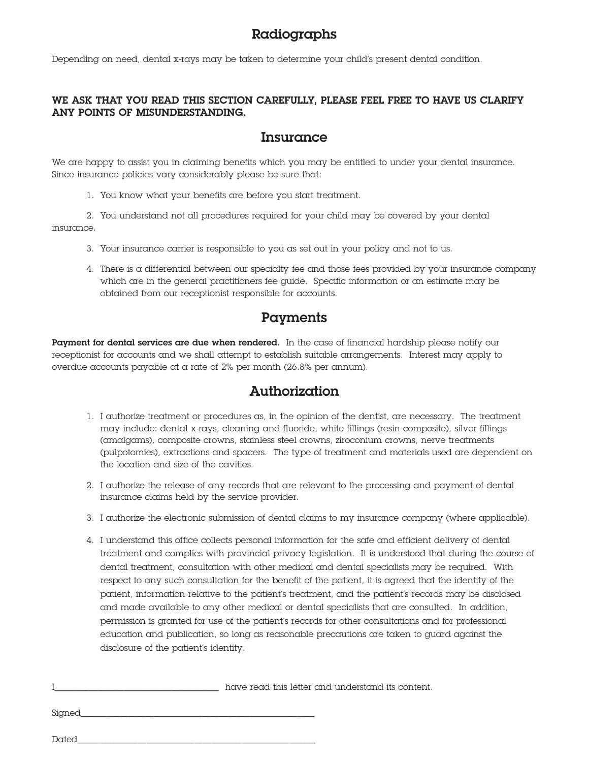## Radiographs

Depending on need, dental x-rays may be taken to determine your child's present dental condition.

**WE ASK THAT YOU READ THIS SECTION CAREFULLY, PLEASE FEEL FREE TO HAVE US CLARIFY ANY POINTS OF MISUNDERSTANDING.**

## Insurance

We are happy to assist you in claiming benefits which you may be entitled to under your dental insurance. Since insurance policies vary considerably please be sure that:

1. You know what your benefits are before you start treatment.
2. You understand not all procedures required for your child may be covered by your dental insurance.
3. Your insurance carrier is responsible to you as set out in your policy and not to us.
4. There is a differential between our specialty fee and those fees provided by your insurance company which are in the general practitioners fee guide. Specific information or an estimate may be obtained from our receptionist responsible for accounts.

## Payments

**Payment for dental services are due when rendered.** In the case of financial hardship please notify our receptionist for accounts and we shall attempt to establish suitable arrangements. Interest may apply to overdue accounts payable at a rate of 2% per month (26.8% per annum).

## Authorization

1. I authorize treatment or procedures as, in the opinion of the dentist, are necessary. The treatment may include: dental x-rays, cleaning and fluoride, white fillings (resin composite), silver fillings (amalgams), composite crowns, stainless steel crowns, ziroconium crowns, nerve treatments (pulpotomies), extractions and spacers. The type of treatment and materials used are dependent on the location and size of the cavities.
2. I authorize the release of any records that are relevant to the processing and payment of dental insurance claims held by the service provider.
3. I authorize the electronic submission of dental claims to my insurance company (where applicable).
4. I understand this office collects personal information for the safe and efficient delivery of dental treatment and complies with provincial privacy legislation. It is understood that during the course of dental treatment, consultation with other medical and dental specialists may be required. With respect to any such consultation for the benefit of the patient, it is agreed that the identity of the patient, information relative to the patient's treatment, and the patient's records may be disclosed and made available to any other medical or dental specialists that are consulted. In addition, permission is granted for use of the patient's records for other consultations and for professional education and publication, so long as reasonable precautions are taken to guard against the disclosure of the patient's identity.

I_______________________________________ have read this letter and understand its content.

Signed_______________________________________________________

Dated_______________________________________________________